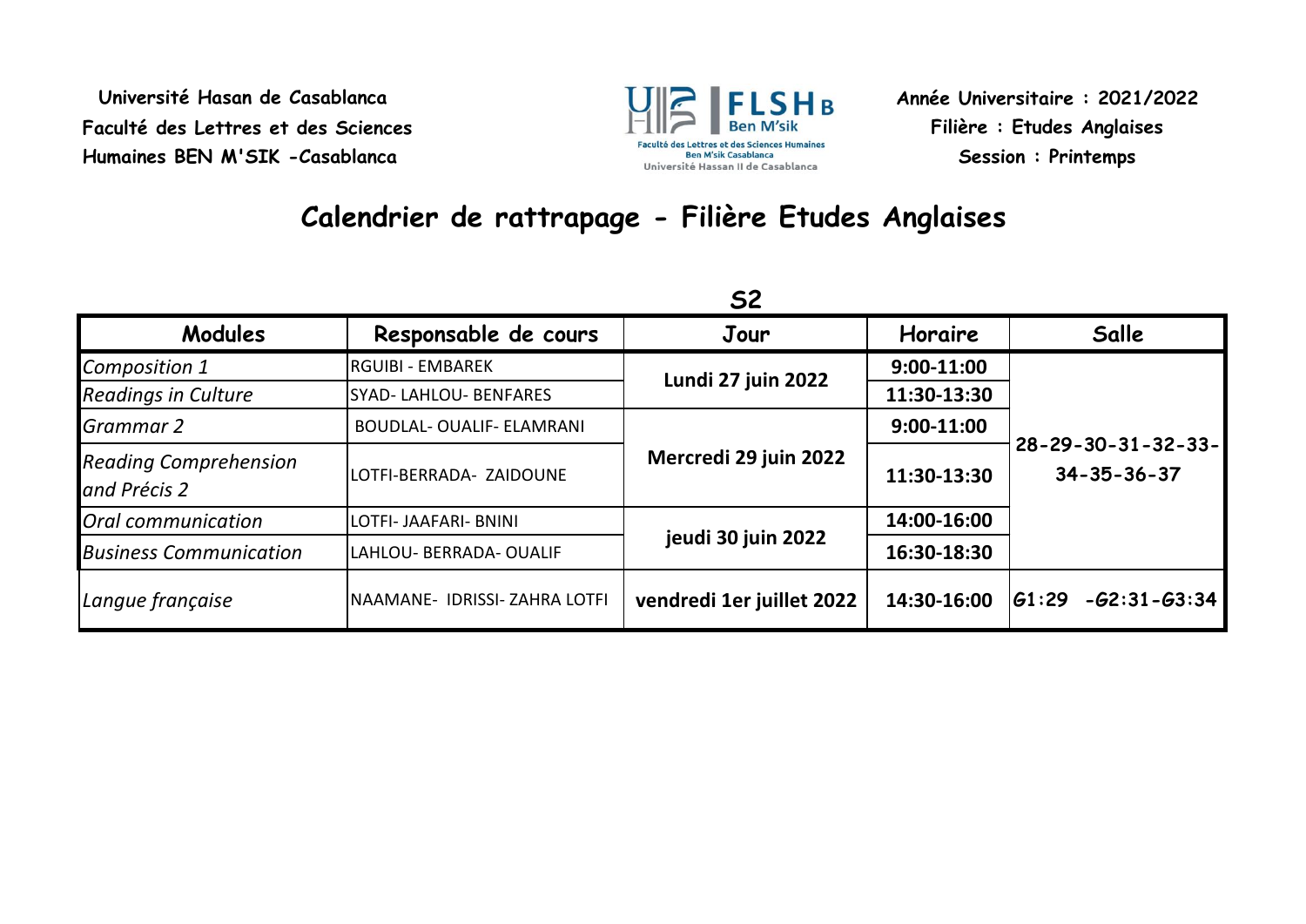Université Hasan de Casablanca
Faculté des Lettres et des Sciences Humaines BEN M'SIK -Casablanca

Année Universitaire : 2021/2022
Filière : Etudes Anglaises
Session : Printemps

# Calendrier de rattrapage - Filière Etudes Anglaises

## S2

| Modules | Responsable de cours | Jour | Horaire | Salle |
|---|---|---|---|---|
| *Composition 1* | RGUIBI - EMBAREK | **Lundi 27 juin 2022** | **9:00-11:00** | **28-29-30-31-32-33-34-35-36-37** |
| *Readings in Culture* | SYAD- LAHLOU- BENFARES | | **11:30-13:30** | |
| *Grammar 2* | BOUDLAL- OUALIF- ELAMRANI | **Mercredi 29 juin 2022** | **9:00-11:00** | |
| *Reading Comprehension and Précis 2* | LOTFI-BERRADA- ZAIDOUNE | | **11:30-13:30** | |
| *Oral communication* | LOTFI- JAAFARI- BNINI | **jeudi 30 juin 2022** | **14:00-16:00** | |
| *Business Communication* | LAHLOU- BERRADA- OUALIF | | **16:30-18:30** | |
| *Langue française* | NAAMANE- IDRISSI- ZAHRA LOTFI | **vendredi 1er juillet 2022** | **14:30-16:00** | **G1:29 -G2:31-G3:34** |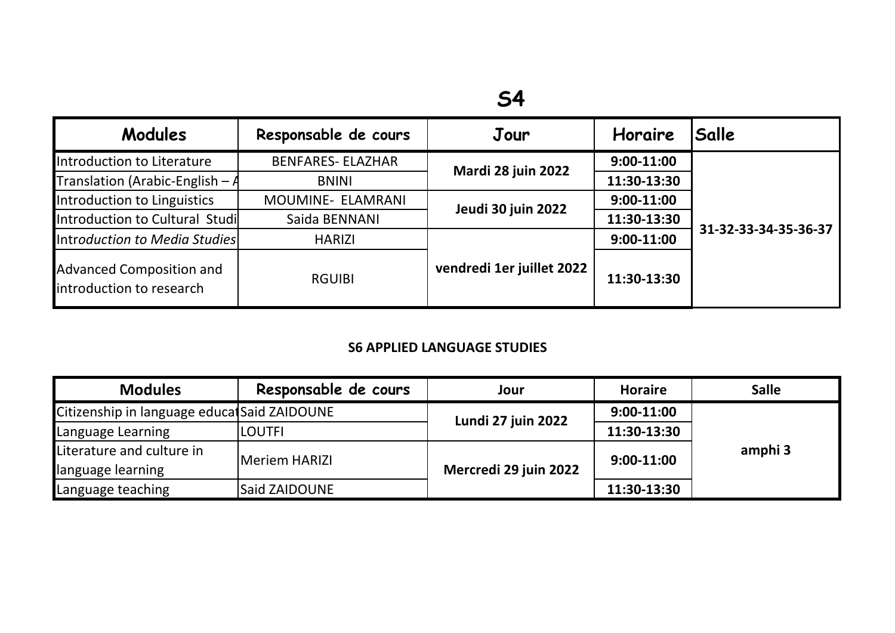# S4

| Modules | Responsable de cours | Jour | Horaire | Salle |
|---|---|---|---|---|
| Introduction to Literature | BENFARES- ELAZHAR | Mardi 28 juin 2022 | 9:00-11:00 | 31-32-33-34-35-36-37 |
| Translation (Arabic-English – A | BNINI | | 11:30-13:30 | |
| Introduction to Linguistics | MOUMINE- ELAMRANI | Jeudi 30 juin 2022 | 9:00-11:00 | |
| Introduction to Cultural Studi | Saida BENNANI | | 11:30-13:30 | |
| *Introduction to Media Studies* | HARIZI | vendredi 1er juillet 2022 | 9:00-11:00 | |
| Advanced Composition and introduction to research | RGUIBI | | 11:30-13:30 | |

**S6 APPLIED LANGUAGE STUDIES**

| Modules | Responsable de cours | Jour | Horaire | Salle |
|---|---|---|---|---|
| Citizenship in language educat | Said ZAIDOUNE | Lundi 27 juin 2022 | 9:00-11:00 | amphi 3 |
| Language Learning | LOUTFI | | 11:30-13:30 | |
| Literature and culture in language learning | Meriem HARIZI | Mercredi 29 juin 2022 | 9:00-11:00 | |
| Language teaching | Said ZAIDOUNE | | 11:30-13:30 | |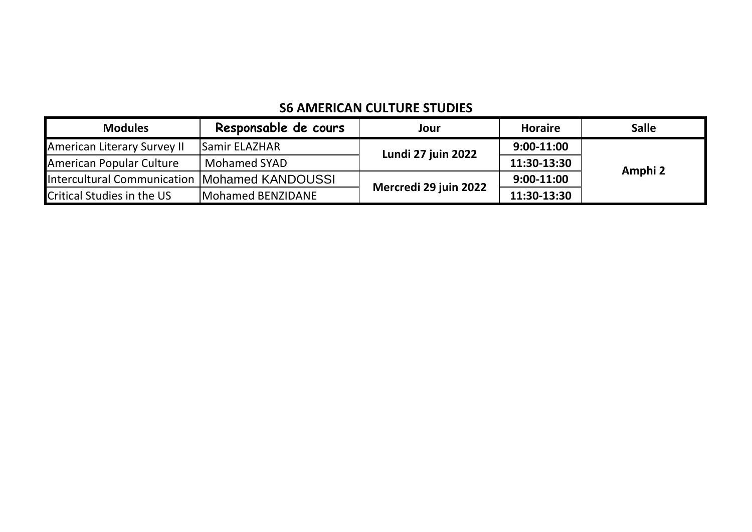## S6 AMERICAN CULTURE STUDIES

| Modules | Responsable de cours | Jour | Horaire | Salle |
|---|---|---|---|---|
| American Literary Survey II | Samir ELAZHAR | **Lundi 27 juin 2022** | **9:00-11:00** | **Amphi 2** |
| American Popular Culture | Mohamed SYAD | | **11:30-13:30** | |
| Intercultural Communication | Mohamed KANDOUSSI | **Mercredi 29 juin 2022** | **9:00-11:00** | |
| Critical Studies in the US | Mohamed BENZIDANE | | **11:30-13:30** | |